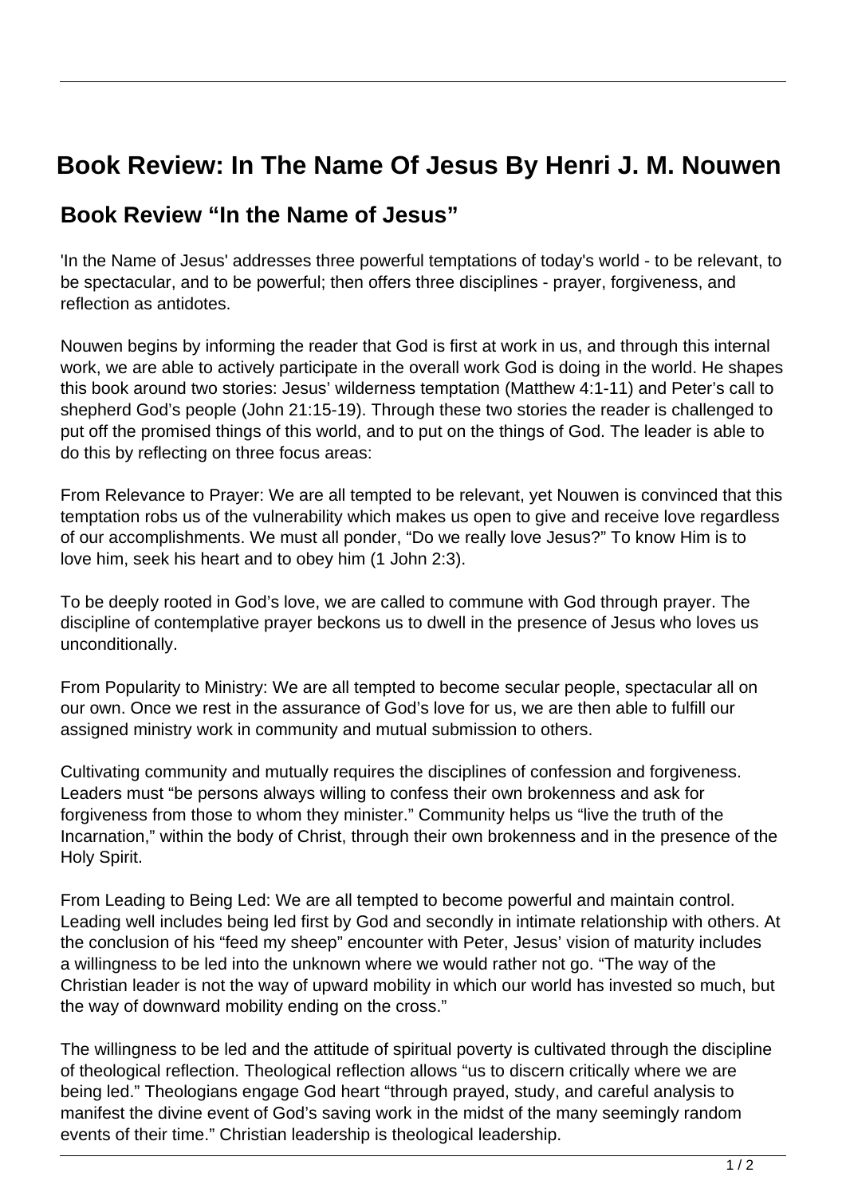# Book Review: In The Name Of Jesus By Henri J. M. Nouwen

## Book Review "In the Name of Jesus"

'In the Name of Jesus' addresses three powerful temptations of today's world - to be relevant, to be spectacular, and to be powerful; then offers three disciplines - prayer, forgiveness, and reflection as antidotes.

Nouwen begins by informing the reader that God is first at work in us, and through this internal work, we are able to actively participate in the overall work God is doing in the world. He shapes this book around two stories: Jesus' wilderness temptation (Matthew 4:1-11) and Peter's call to shepherd God's people (John 21:15-19). Through these two stories the reader is challenged to put off the promised things of this world, and to put on the things of God. The leader is able to do this by reflecting on three focus areas:

From Relevance to Prayer: We are all tempted to be relevant, yet Nouwen is convinced that this temptation robs us of the vulnerability which makes us open to give and receive love regardless of our accomplishments. We must all ponder, "Do we really love Jesus?" To know Him is to love him, seek his heart and to obey him (1 John 2:3).

To be deeply rooted in God's love, we are called to commune with God through prayer. The discipline of contemplative prayer beckons us to dwell in the presence of Jesus who loves us unconditionally.

From Popularity to Ministry: We are all tempted to become secular people, spectacular all on our own. Once we rest in the assurance of God's love for us, we are then able to fulfill our assigned ministry work in community and mutual submission to others.

Cultivating community and mutually requires the disciplines of confession and forgiveness. Leaders must "be persons always willing to confess their own brokenness and ask for forgiveness from those to whom they minister." Community helps us "live the truth of the Incarnation," within the body of Christ, through their own brokenness and in the presence of the Holy Spirit.

From Leading to Being Led: We are all tempted to become powerful and maintain control. Leading well includes being led first by God and secondly in intimate relationship with others. At the conclusion of his "feed my sheep" encounter with Peter, Jesus' vision of maturity includes a willingness to be led into the unknown where we would rather not go. "The way of the Christian leader is not the way of upward mobility in which our world has invested so much, but the way of downward mobility ending on the cross."

The willingness to be led and the attitude of spiritual poverty is cultivated through the discipline of theological reflection. Theological reflection allows "us to discern critically where we are being led." Theologians engage God heart "through prayed, study, and careful analysis to manifest the divine event of God's saving work in the midst of the many seemingly random events of their time." Christian leadership is theological leadership.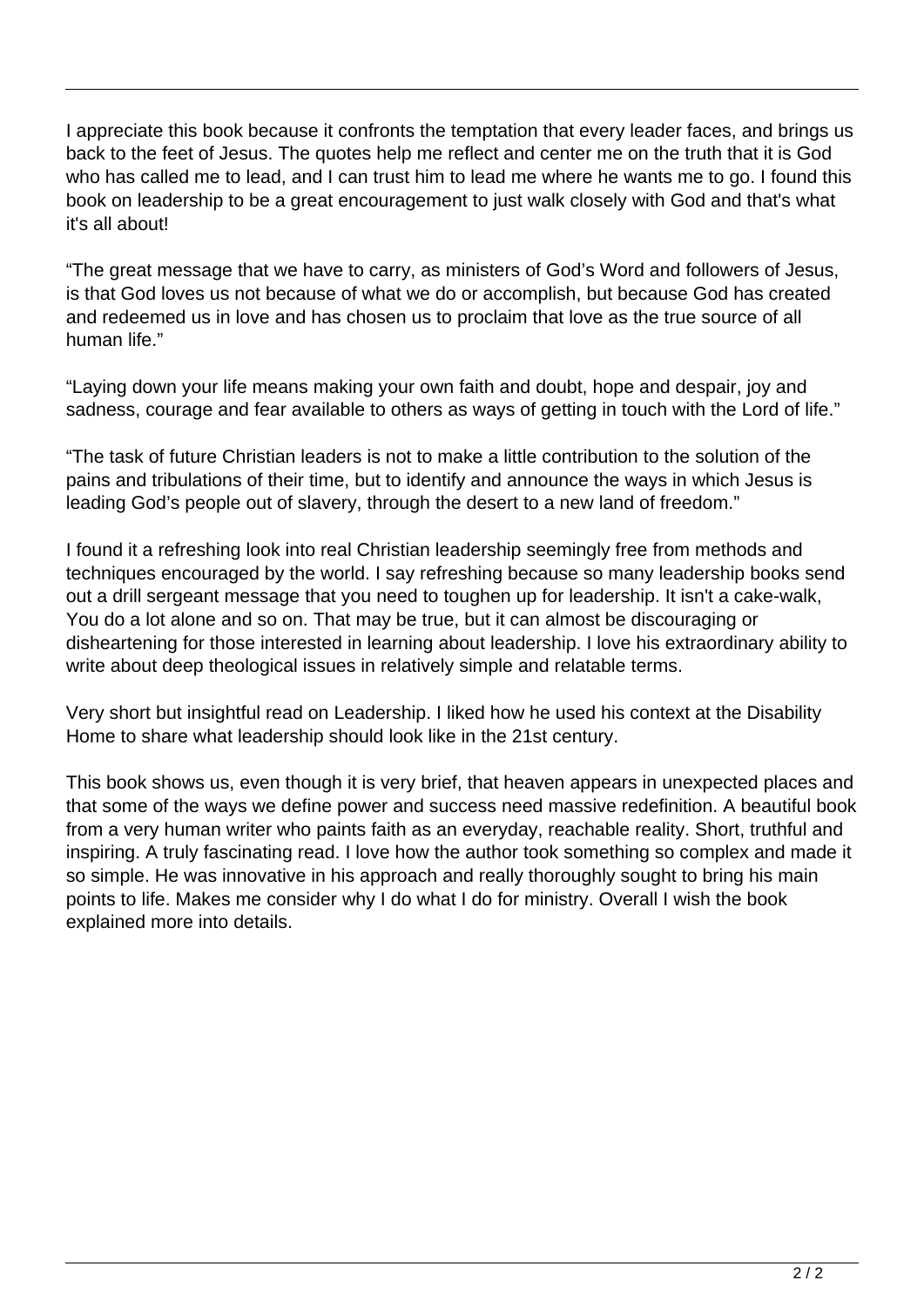I appreciate this book because it confronts the temptation that every leader faces, and brings us back to the feet of Jesus. The quotes help me reflect and center me on the truth that it is God who has called me to lead, and I can trust him to lead me where he wants me to go. I found this book on leadership to be a great encouragement to just walk closely with God and that's what it's all about!

“The great message that we have to carry, as ministers of God’s Word and followers of Jesus, is that God loves us not because of what we do or accomplish, but because God has created and redeemed us in love and has chosen us to proclaim that love as the true source of all human life.”

“Laying down your life means making your own faith and doubt, hope and despair, joy and sadness, courage and fear available to others as ways of getting in touch with the Lord of life.”

“The task of future Christian leaders is not to make a little contribution to the solution of the pains and tribulations of their time, but to identify and announce the ways in which Jesus is leading God’s people out of slavery, through the desert to a new land of freedom.”

I found it a refreshing look into real Christian leadership seemingly free from methods and techniques encouraged by the world. I say refreshing because so many leadership books send out a drill sergeant message that you need to toughen up for leadership. It isn't a cake-walk, You do a lot alone and so on. That may be true, but it can almost be discouraging or disheartening for those interested in learning about leadership. I love his extraordinary ability to write about deep theological issues in relatively simple and relatable terms.

Very short but insightful read on Leadership. I liked how he used his context at the Disability Home to share what leadership should look like in the 21st century.

This book shows us, even though it is very brief, that heaven appears in unexpected places and that some of the ways we define power and success need massive redefinition. A beautiful book from a very human writer who paints faith as an everyday, reachable reality. Short, truthful and inspiring. A truly fascinating read. I love how the author took something so complex and made it so simple. He was innovative in his approach and really thoroughly sought to bring his main points to life. Makes me consider why I do what I do for ministry. Overall I wish the book explained more into details.